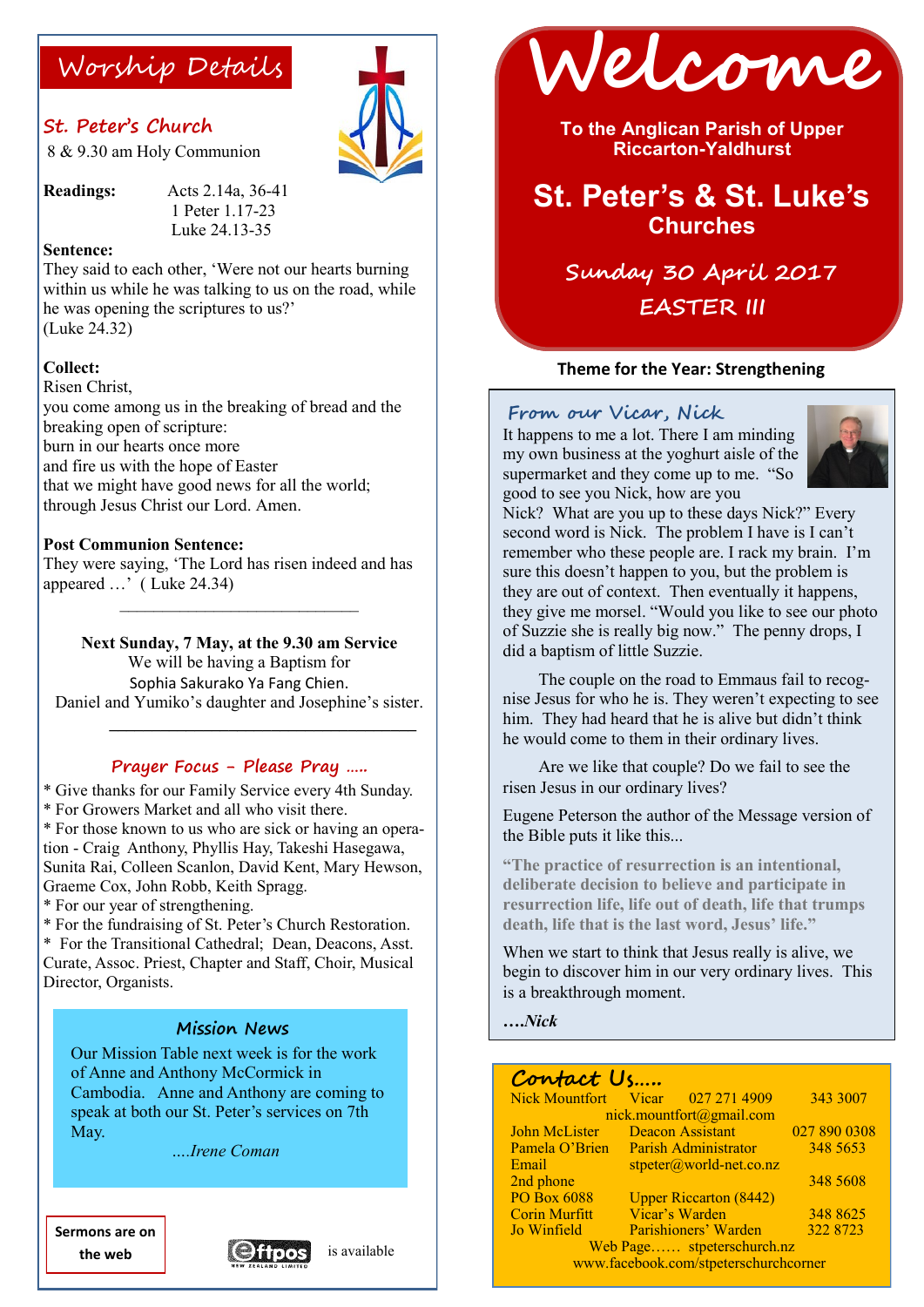# Welcome

**To the Anglican Parish of Upper Riccarton-Yaldhurst**

## St. Peter's & St. Luke's Churches

**Sunday 30 April 2017**

**EASTER III**

**Theme for the Year: Strengthening**

## Worship Details

### St. Peter's Church

8 & 9.30 am Holy Communion

**Readings:** Acts 2.14a, 36-41
1 Peter 1.17-23
Luke 24.13-35

**Sentence:**
They said to each other, 'Were not our hearts burning within us while he was talking to us on the road, while he was opening the scriptures to us?'
(Luke 24.32)

**Collect:**
Risen Christ,
you come among us in the breaking of bread and the breaking open of scripture:
burn in our hearts once more
and fire us with the hope of Easter
that we might have good news for all the world;
through Jesus Christ our Lord. Amen.

**Post Communion Sentence:**
They were saying, 'The Lord has risen indeed and has appeared …' ( Luke 24.34)

---

**Next Sunday, 7 May, at the 9.30 am Service**
We will be having a Baptism for
Sophia Sakurako Ya Fang Chien.
Daniel and Yumiko's daughter and Josephine's sister.

---

### Prayer Focus - Please Pray …..

* Give thanks for our Family Service every 4th Sunday.
* For Growers Market and all who visit there.
* For those known to us who are sick or having an operation - Craig Anthony, Phyllis Hay, Takeshi Hasegawa, Sunita Rai, Colleen Scanlon, David Kent, Mary Hewson, Graeme Cox, John Robb, Keith Spragg.
* For our year of strengthening.
* For the fundraising of St. Peter's Church Restoration.
* For the Transitional Cathedral; Dean, Deacons, Asst. Curate, Assoc. Priest, Chapter and Staff, Choir, Musical Director, Organists.

### Mission News

Our Mission Table next week is for the work of Anne and Anthony McCormick in Cambodia. Anne and Anthony are coming to speak at both our St. Peter's services on 7th May.

*….Irene Coman*

**Sermons are on the web**

eftpos is available

### From our Vicar, Nick

It happens to me a lot. There I am minding my own business at the yoghurt aisle of the supermarket and they come up to me. "So good to see you Nick, how are you Nick? What are you up to these days Nick?" Every second word is Nick. The problem I have is I can't remember who these people are. I rack my brain. I'm sure this doesn't happen to you, but the problem is they are out of context. Then eventually it happens, they give me morsel. "Would you like to see our photo of Suzzie she is really big now." The penny drops, I did a baptism of little Suzzie.

The couple on the road to Emmaus fail to recognise Jesus for who he is. They weren't expecting to see him. They had heard that he is alive but didn't think he would come to them in their ordinary lives.

Are we like that couple? Do we fail to see the risen Jesus in our ordinary lives?

Eugene Peterson the author of the Message version of the Bible puts it like this...

**"The practice of resurrection is an intentional, deliberate decision to believe and participate in resurrection life, life out of death, life that trumps death, life that is the last word, Jesus' life."**

When we start to think that Jesus really is alive, we begin to discover him in our very ordinary lives. This is a breakthrough moment.

***….Nick***

### Contact Us…..

| | | |
|---|---|---|
| Nick Mountfort | Vicar 027 271 4909 | 343 3007 |
| | nick.mountfort@gmail.com | |
| John McLister | Deacon Assistant | 027 890 0308 |
| Pamela O'Brien | Parish Administrator | 348 5653 |
| Email | stpeter@world-net.co.nz | |
| 2nd phone | | 348 5608 |
| PO Box 6088 | Upper Riccarton (8442) | |
| Corin Murfitt | Vicar's Warden | 348 8625 |
| Jo Winfield | Parishioners' Warden | 322 8723 |

Web Page…… stpeterschurch.nz
www.facebook.com/stpeterschurchcorner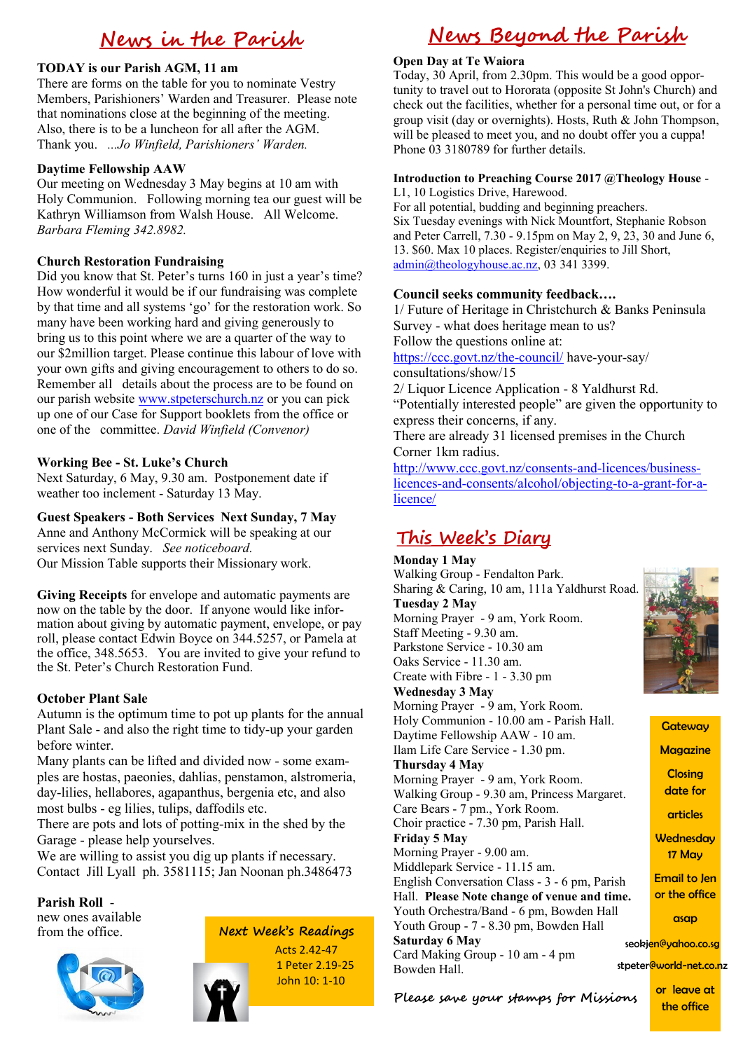# News in the Parish

**TODAY is our Parish AGM, 11 am**

There are forms on the table for you to nominate Vestry Members, Parishioners' Warden and Treasurer. Please note that nominations close at the beginning of the meeting. Also, there is to be a luncheon for all after the AGM. Thank you. *...Jo Winfield, Parishioners' Warden.*

**Daytime Fellowship AAW**

Our meeting on Wednesday 3 May begins at 10 am with Holy Communion. Following morning tea our guest will be Kathryn Williamson from Walsh House. All Welcome. *Barbara Fleming 342.8982.*

**Church Restoration Fundraising**

Did you know that St. Peter's turns 160 in just a year's time? How wonderful it would be if our fundraising was complete by that time and all systems 'go' for the restoration work. So many have been working hard and giving generously to bring us to this point where we are a quarter of the way to our $2million target. Please continue this labour of love with your own gifts and giving encouragement to others to do so. Remember all details about the process are to be found on our parish website www.stpeterschurch.nz or you can pick up one of our Case for Support booklets from the office or one of the committee. *David Winfield (Convenor)*

**Working Bee - St. Luke's Church**

Next Saturday, 6 May, 9.30 am. Postponement date if weather too inclement - Saturday 13 May.

**Guest Speakers - Both Services Next Sunday, 7 May**

Anne and Anthony McCormick will be speaking at our services next Sunday. *See noticeboard.*
Our Mission Table supports their Missionary work.

**Giving Receipts** for envelope and automatic payments are now on the table by the door. If anyone would like information about giving by automatic payment, envelope, or pay roll, please contact Edwin Boyce on 344.5257, or Pamela at the office, 348.5653. You are invited to give your refund to the St. Peter's Church Restoration Fund.

**October Plant Sale**

Autumn is the optimum time to pot up plants for the annual Plant Sale - and also the right time to tidy-up your garden before winter.
Many plants can be lifted and divided now - some examples are hostas, paeonies, dahlias, penstamon, alstromeria, day-lilies, hellabores, agapanthus, bergenia etc, and also most bulbs - eg lilies, tulips, daffodils etc.
There are pots and lots of potting-mix in the shed by the Garage - please help yourselves.
We are willing to assist you dig up plants if necessary.
Contact Jill Lyall ph. 3581115; Jan Noonan ph.3486473

**Parish Roll** -
new ones available from the office.

**Next Week's Readings**
Acts 2.42-47
1 Peter 2.19-25
John 10: 1-10

# News Beyond the Parish

**Open Day at Te Waiora**

Today, 30 April, from 2.30pm. This would be a good opportunity to travel out to Hororata (opposite St John's Church) and check out the facilities, whether for a personal time out, or for a group visit (day or overnights). Hosts, Ruth & John Thompson, will be pleased to meet you, and no doubt offer you a cuppa! Phone 03 3180789 for further details.

**Introduction to Preaching Course 2017 @Theology House** - L1, 10 Logistics Drive, Harewood.
For all potential, budding and beginning preachers.
Six Tuesday evenings with Nick Mountfort, Stephanie Robson and Peter Carrell, 7.30 - 9.15pm on May 2, 9, 23, 30 and June 6, 13. $60. Max 10 places. Register/enquiries to Jill Short, admin@theologyhouse.ac.nz, 03 341 3399.

**Council seeks community feedback….**

1/ Future of Heritage in Christchurch & Banks Peninsula Survey - what does heritage mean to us?
Follow the questions online at:
https://ccc.govt.nz/the-council/ have-your-say/consultations/show/15

2/ Liquor Licence Application - 8 Yaldhurst Rd.
"Potentially interested people" are given the opportunity to express their concerns, if any.
There are already 31 licensed premises in the Church Corner 1km radius.
http://www.ccc.govt.nz/consents-and-licences/business-licences-and-consents/alcohol/objecting-to-a-grant-for-a-licence/

# This Week's Diary

**Monday 1 May**
Walking Group - Fendalton Park.
Sharing & Caring, 10 am, 111a Yaldhurst Road.

**Tuesday 2 May**
Morning Prayer - 9 am, York Room.
Staff Meeting - 9.30 am.
Parkstone Service - 10.30 am
Oaks Service - 11.30 am.
Create with Fibre - 1 - 3.30 pm

**Wednesday 3 May**
Morning Prayer - 9 am, York Room.
Holy Communion - 10.00 am - Parish Hall.
Daytime Fellowship AAW - 10 am.
Ilam Life Care Service - 1.30 pm.

**Thursday 4 May**
Morning Prayer - 9 am, York Room.
Walking Group - 9.30 am, Princess Margaret.
Care Bears - 7 pm., York Room.
Choir practice - 7.30 pm, Parish Hall.

**Friday 5 May**
Morning Prayer - 9.00 am.
Middlepark Service - 11.15 am.
English Conversation Class - 3 - 6 pm, Parish Hall. **Please Note change of venue and time.**
Youth Orchestra/Band - 6 pm, Bowden Hall
Youth Group - 7 - 8.30 pm, Bowden Hall

**Saturday 6 May**
Card Making Group - 10 am - 4 pm
Bowden Hall.

Gateway Magazine
Closing date for articles
Wednesday 17 May
Email to Jen or the office asap
seokjen@yahoo.co.sg
stpeter@world-net.co.nz
or leave at the office

*Please save your stamps for Missions*